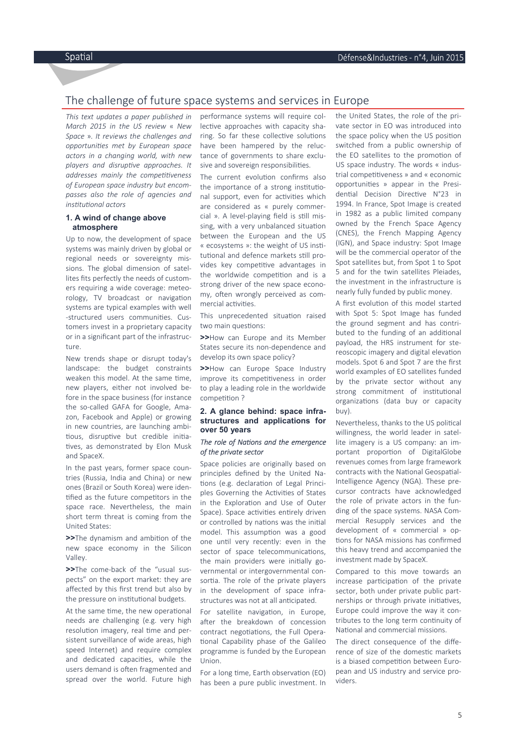# The challenge of future space systems and services in Europe

*This text updates a paper published in March 2015 in the US review « New Space ». It reviews the challenges and opportunities met by European space actors in a changing world, with new players and disruptive approaches. It addresses mainly the competitiveness of European space industry but encompasses also the role of agencies and institutional actors*

## 1. A wind of change above atmosphere

Up to now, the development of space systems was mainly driven by global or regional needs or sovereignty missions. The global dimension of satellites fits perfectly the needs of customers requiring a wide coverage: meteorology, TV broadcast or navigation systems are typical examples with well-structured users communities. Customers invest in a proprietary capacity or in a significant part of the infrastructure.

New trends shape or disrupt today's landscape: the budget constraints weaken this model. At the same time, new players, either not involved before in the space business (for instance the so-called GAFA for Google, Amazon, Facebook and Apple) or growing in new countries, are launching ambitious, disruptive but credible initiatives, as demonstrated by Elon Musk and SpaceX.

In the past years, former space countries (Russia, India and China) or new ones (Brazil or South Korea) were identified as the future competitors in the space race. Nevertheless, the main short term threat is coming from the United States:

**>>**The dynamism and ambition of the new space economy in the Silicon Valley.

**>>**The come-back of the "usual suspects" on the export market: they are affected by this first trend but also by the pressure on institutional budgets.

At the same time, the new operational needs are challenging (e.g. very high resolution imagery, real time and persistent surveillance of wide areas, high speed Internet) and require complex and dedicated capacities, while the users demand is often fragmented and spread over the world. Future high performance systems will require collective approaches with capacity sharing. So far these collective solutions have been hampered by the reluctance of governments to share exclusive and sovereign responsibilities.

The current evolution confirms also the importance of a strong institutional support, even for activities which are considered as « purely commercial ». A level-playing field is still missing, with a very unbalanced situation between the European and the US « ecosystems »: the weight of US institutional and defence markets still provides key competitive advantages in the worldwide competition and is a strong driver of the new space economy, often wrongly perceived as commercial activities.

This unprecedented situation raised two main questions:

**>>**How can Europe and its Member States secure its non-dependence and develop its own space policy?

**>>**How can Europe Space Industry improve its competitiveness in order to play a leading role in the worldwide competition ?

## 2. A glance behind: space infrastructures and applications for over 50 years

### *The role of Nations and the emergence of the private sector*

Space policies are originally based on principles defined by the United Nations (e.g. declaration of Legal Principles Governing the Activities of States in the Exploration and Use of Outer Space). Space activities entirely driven or controlled by nations was the initial model. This assumption was a good one until very recently: even in the sector of space telecommunications, the main providers were initially governmental or intergovernmental consortia. The role of the private players in the development of space infrastructures was not at all anticipated.

For satellite navigation, in Europe, after the breakdown of concession contract negotiations, the Full Operational Capability phase of the Galileo programme is funded by the European Union.

For a long time, Earth observation (EO) has been a pure public investment. In the United States, the role of the private sector in EO was introduced into the space policy when the US position switched from a public ownership of the EO satellites to the promotion of US space industry. The words « industrial competitiveness » and « economic opportunities » appear in the Presidential Decision Directive N°23 in 1994. In France, Spot Image is created in 1982 as a public limited company owned by the French Space Agency (CNES), the French Mapping Agency (IGN), and Space industry: Spot Image will be the commercial operator of the Spot satellites but, from Spot 1 to Spot 5 and for the twin satellites Pleiades, the investment in the infrastructure is nearly fully funded by public money.

A first evolution of this model started with Spot 5: Spot Image has funded the ground segment and has contributed to the funding of an additional payload, the HRS instrument for stereoscopic imagery and digital elevation models. Spot 6 and Spot 7 are the first world examples of EO satellites funded by the private sector without any strong commitment of institutional organizations (data buy or capacity buy).

Nevertheless, thanks to the US political willingness, the world leader in satellite imagery is a US company: an important proportion of DigitalGlobe revenues comes from large framework contracts with the National Geospatial-Intelligence Agency (NGA). These precursor contracts have acknowledged the role of private actors in the funding of the space systems. NASA Commercial Resupply services and the development of « commercial » options for NASA missions has confirmed this heavy trend and accompanied the investment made by SpaceX.

Compared to this move towards an increase participation of the private sector, both under private public partnerships or through private initiatives, Europe could improve the way it contributes to the long term continuity of National and commercial missions.

The direct consequence of the difference of size of the domestic markets is a biased competition between European and US industry and service providers.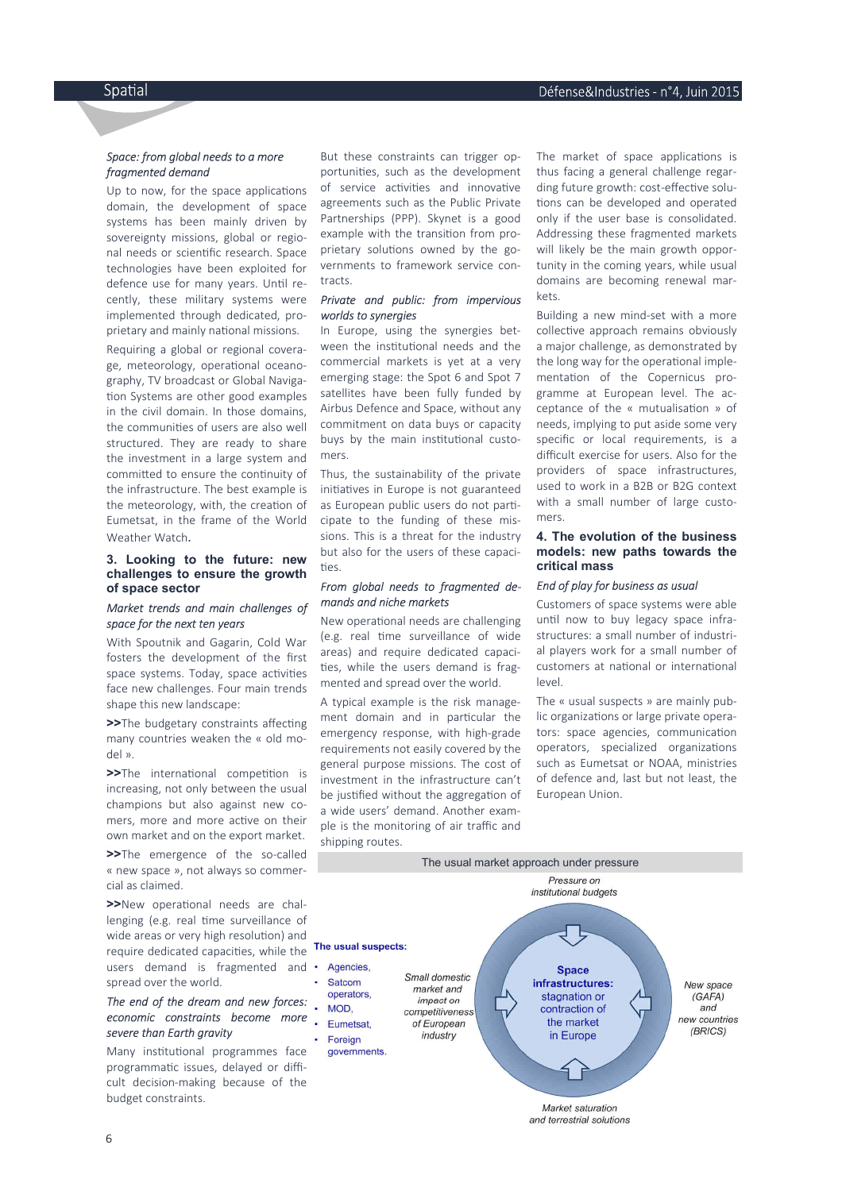*Space: from global needs to a more fragmented demand*

Up to now, for the space applications domain, the development of space systems has been mainly driven by sovereignty missions, global or regional needs or scientific research. Space technologies have been exploited for defence use for many years. Until recently, these military systems were implemented through dedicated, proprietary and mainly national missions.

Requiring a global or regional coverage, meteorology, operational oceanography, TV broadcast or Global Navigation Systems are other good examples in the civil domain. In those domains, the communities of users are also well structured. They are ready to share the investment in a large system and committed to ensure the continuity of the infrastructure. The best example is the meteorology, with the creation of Eumetsat, in the frame of the World Weather Watch.

### 3. Looking to the future: new challenges to ensure the growth of space sector

*Market trends and main challenges of space for the next ten years*

With Spoutnik and Gagarin, Cold War fosters the development of the first space systems. Today, space activities face new challenges. Four main trends shape this new landscape:

**>>**The budgetary constraints affecting many countries weaken the « old model ».

**>>**The international competition is increasing, not only between the usual champions but also against new comers, more and more active on their own market and on the export market.

**>>**The emergence of the so-called « new space », not always so commercial as claimed.

**>>**New operational needs are challenging (e.g. real time surveillance of wide areas or very high resolution) and require dedicated capacities, while the users demand is fragmented and spread over the world.

*The end of the dream and new forces: economic constraints become more severe than Earth gravity*

Many institutional programmes face programmatic issues, delayed or difficult decision-making because of the budget constraints.

But these constraints can trigger opportunities, such as the development of service activities and innovative agreements such as the Public Private Partnerships (PPP). Skynet is a good example with the transition from proprietary solutions owned by the governments to framework service contracts.

*Private and public: from impervious worlds to synergies*

In Europe, using the synergies between the institutional needs and the commercial markets is yet at a very emerging stage: the Spot 6 and Spot 7 satellites have been fully funded by Airbus Defence and Space, without any commitment on data buys or capacity buys by the main institutional customers.

Thus, the sustainability of the private initiatives in Europe is not guaranteed as European public users do not participate to the funding of these missions. This is a threat for the industry but also for the users of these capacities.

*From global needs to fragmented demands and niche markets*

New operational needs are challenging (e.g. real time surveillance of wide areas) and require dedicated capacities, while the users demand is fragmented and spread over the world.

A typical example is the risk management domain and in particular the emergency response, with high-grade requirements not easily covered by the general purpose missions. The cost of investment in the infrastructure can't be justified without the aggregation of a wide users' demand. Another example is the monitoring of air traffic and shipping routes.

The market of space applications is thus facing a general challenge regarding future growth: cost-effective solutions can be developed and operated only if the user base is consolidated. Addressing these fragmented markets will likely be the main growth opportunity in the coming years, while usual domains are becoming renewal markets.

Building a new mind-set with a more collective approach remains obviously a major challenge, as demonstrated by the long way for the operational implementation of the Copernicus programme at European level. The acceptance of the « mutualisation » of needs, implying to put aside some very specific or local requirements, is a difficult exercise for users. Also for the providers of space infrastructures, used to work in a B2B or B2G context with a small number of large customers.

### 4. The evolution of the business models: new paths towards the critical mass

*End of play for business as usual*

Customers of space systems were able until now to buy legacy space infrastructures: a small number of industrial players work for a small number of customers at national or international level.

The « usual suspects » are mainly public organizations or large private operators: space agencies, communication operators, specialized organizations such as Eumetsat or NOAA, ministries of defence and, last but not least, the European Union.

**The usual market approach under pressure**

**The usual suspects:**

- Agencies,
- Satcom operators,
- MOD,
- Eumetsat,
- Foreign governments.

*Pressure on institutional budgets*

*Small domestic market and impact on competitiveness of European industry*

**Space infrastructures:** stagnation or contraction of the market in Europe

*New space (GAFA) and new countries (BRICS)*

*Market saturation and terrestrial solutions*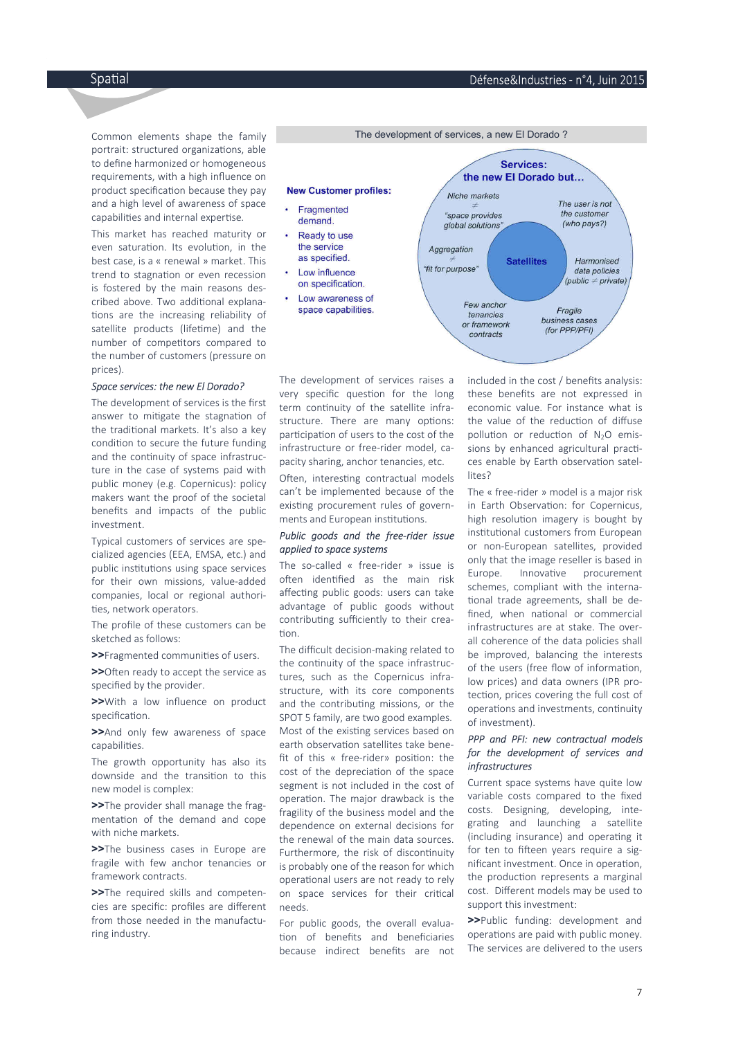Common elements shape the family portrait: structured organizations, able to define harmonized or homogeneous requirements, with a high influence on product specification because they pay and a high level of awareness of space capabilities and internal expertise.

This market has reached maturity or even saturation. Its evolution, in the best case, is a « renewal » market. This trend to stagnation or even recession is fostered by the main reasons described above. Two additional explanations are the increasing reliability of satellite products (lifetime) and the number of competitors compared to the number of customers (pressure on prices).

*Space services: the new El Dorado?*

The development of services is the first answer to mitigate the stagnation of the traditional markets. It's also a key condition to secure the future funding and the continuity of space infrastructure in the case of systems paid with public money (e.g. Copernicus): policy makers want the proof of the societal benefits and impacts of the public investment.

Typical customers of services are specialized agencies (EEA, EMSA, etc.) and public institutions using space services for their own missions, value-added companies, local or regional authorities, network operators.

The profile of these customers can be sketched as follows:

**>>**Fragmented communities of users.

**>>**Often ready to accept the service as specified by the provider.

**>>**With a low influence on product specification.

**>>**And only few awareness of space capabilities.

The growth opportunity has also its downside and the transition to this new model is complex:

**>>**The provider shall manage the fragmentation of the demand and cope with niche markets.

**>>**The business cases in Europe are fragile with few anchor tenancies or framework contracts.

**>>**The required skills and competencies are specific: profiles are different from those needed in the manufacturing industry.

The development of services, a new El Dorado ?

**New Customer profiles:**

- Fragmented demand.
- Ready to use the service as specified.
- Low influence on specification.
- Low awareness of space capabilities.

**Services: the new El Dorado but…**

**Satellites**

- Niche markets ≠ "space provides global solutions"
- The user is not the customer (who pays?)
- Aggregation ≠ "fit for purpose"
- Harmonised data policies (public ≠ private)
- Few anchor tenancies or framework contracts
- Fragile business cases (for PPP/PFI)

The development of services raises a very specific question for the long term continuity of the satellite infrastructure. There are many options: participation of users to the cost of the infrastructure or free-rider model, capacity sharing, anchor tenancies, etc.

Often, interesting contractual models can't be implemented because of the existing procurement rules of governments and European institutions.

*Public goods and the free-rider issue applied to space systems*

The so-called « free-rider » issue is often identified as the main risk affecting public goods: users can take advantage of public goods without contributing sufficiently to their creation.

The difficult decision-making related to the continuity of the space infrastructures, such as the Copernicus infrastructure, with its core components and the contributing missions, or the SPOT 5 family, are two good examples. Most of the existing services based on earth observation satellites take benefit of this « free-rider» position: the cost of the depreciation of the space segment is not included in the cost of operation. The major drawback is the fragility of the business model and the dependence on external decisions for the renewal of the main data sources. Furthermore, the risk of discontinuity is probably one of the reason for which operational users are not ready to rely on space services for their critical needs.

For public goods, the overall evaluation of benefits and beneficiaries because indirect benefits are not included in the cost / benefits analysis: these benefits are not expressed in economic value. For instance what is the value of the reduction of diffuse pollution or reduction of $N_2O$ emissions by enhanced agricultural practices enable by Earth observation satellites?

The « free-rider » model is a major risk in Earth Observation: for Copernicus, high resolution imagery is bought by institutional customers from European or non-European satellites, provided only that the image reseller is based in Europe. Innovative procurement schemes, compliant with the international trade agreements, shall be defined, when national or commercial infrastructures are at stake. The overall coherence of the data policies shall be improved, balancing the interests of the users (free flow of information, low prices) and data owners (IPR protection, prices covering the full cost of operations and investments, continuity of investment).

*PPP and PFI: new contractual models for the development of services and infrastructures*

Current space systems have quite low variable costs compared to the fixed costs. Designing, developing, integrating and launching a satellite (including insurance) and operating it for ten to fifteen years require a significant investment. Once in operation, the production represents a marginal cost. Different models may be used to support this investment:

**>>**Public funding: development and operations are paid with public money. The services are delivered to the users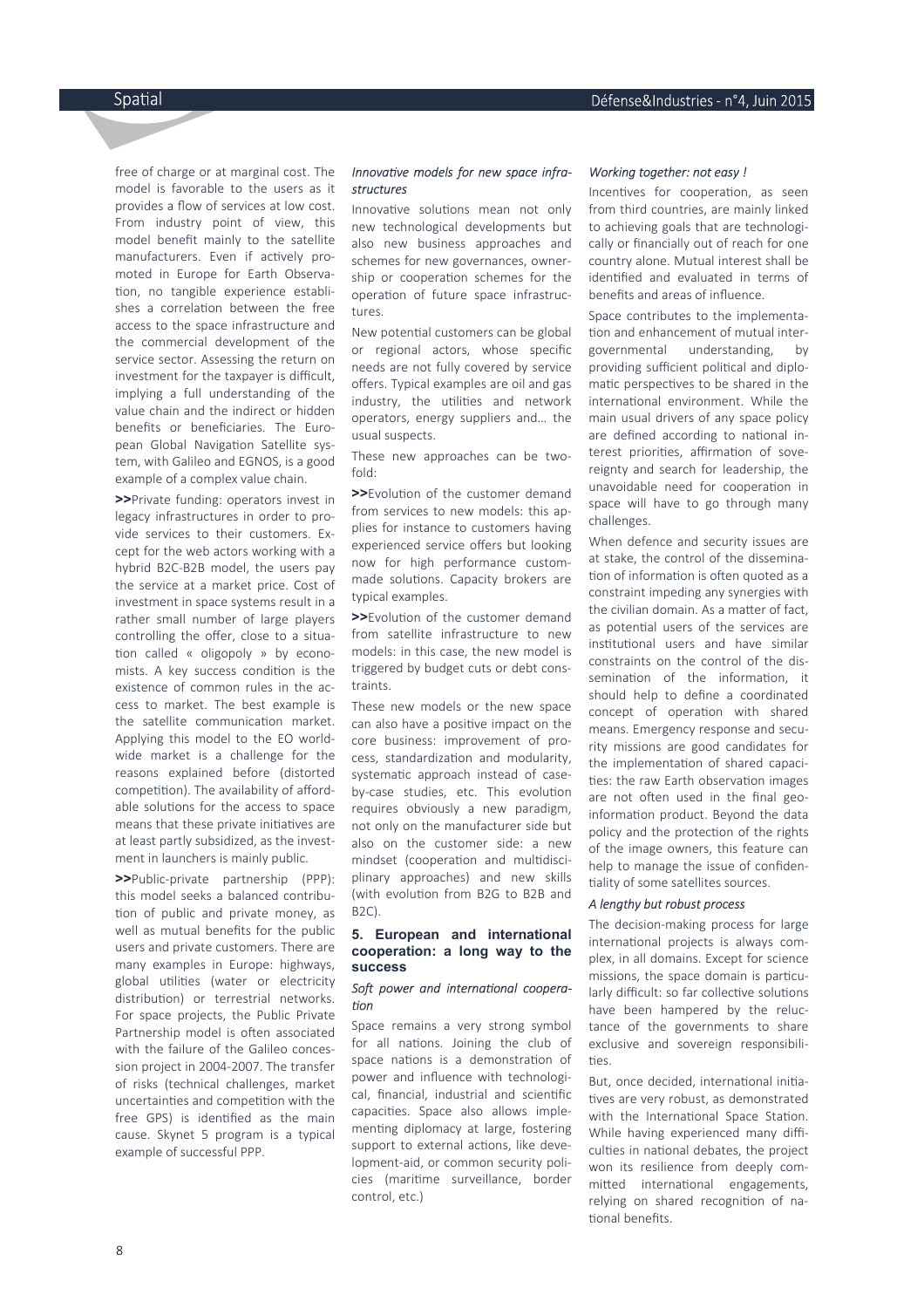free of charge or at marginal cost. The model is favorable to the users as it provides a flow of services at low cost. From industry point of view, this model benefit mainly to the satellite manufacturers. Even if actively promoted in Europe for Earth Observation, no tangible experience establishes a correlation between the free access to the space infrastructure and the commercial development of the service sector. Assessing the return on investment for the taxpayer is difficult, implying a full understanding of the value chain and the indirect or hidden benefits or beneficiaries. The European Global Navigation Satellite system, with Galileo and EGNOS, is a good example of a complex value chain.

**>>**Private funding: operators invest in legacy infrastructures in order to provide services to their customers. Except for the web actors working with a hybrid B2C-B2B model, the users pay the service at a market price. Cost of investment in space systems result in a rather small number of large players controlling the offer, close to a situation called « oligopoly » by economists. A key success condition is the existence of common rules in the access to market. The best example is the satellite communication market. Applying this model to the EO worldwide market is a challenge for the reasons explained before (distorted competition). The availability of affordable solutions for the access to space means that these private initiatives are at least partly subsidized, as the investment in launchers is mainly public.

**>>**Public-private partnership (PPP): this model seeks a balanced contribution of public and private money, as well as mutual benefits for the public users and private customers. There are many examples in Europe: highways, global utilities (water or electricity distribution) or terrestrial networks. For space projects, the Public Private Partnership model is often associated with the failure of the Galileo concession project in 2004-2007. The transfer of risks (technical challenges, market uncertainties and competition with the free GPS) is identified as the main cause. Skynet 5 program is a typical example of successful PPP.

*Innovative models for new space infrastructures*

Innovative solutions mean not only new technological developments but also new business approaches and schemes for new governances, ownership or cooperation schemes for the operation of future space infrastructures.

New potential customers can be global or regional actors, whose specific needs are not fully covered by service offers. Typical examples are oil and gas industry, the utilities and network operators, energy suppliers and… the usual suspects.

These new approaches can be twofold:

**>>**Evolution of the customer demand from services to new models: this applies for instance to customers having experienced service offers but looking now for high performance custom-made solutions. Capacity brokers are typical examples.

**>>**Evolution of the customer demand from satellite infrastructure to new models: in this case, the new model is triggered by budget cuts or debt constraints.

These new models or the new space can also have a positive impact on the core business: improvement of process, standardization and modularity, systematic approach instead of case-by-case studies, etc. This evolution requires obviously a new paradigm, not only on the manufacturer side but also on the customer side: a new mindset (cooperation and multidisciplinary approaches) and new skills (with evolution from B2G to B2B and B2C).

## 5. European and international cooperation: a long way to the success

*Soft power and international cooperation*

Space remains a very strong symbol for all nations. Joining the club of space nations is a demonstration of power and influence with technological, financial, industrial and scientific capacities. Space also allows implementing diplomacy at large, fostering support to external actions, like development-aid, or common security policies (maritime surveillance, border control, etc.)

*Working together: not easy !*

Incentives for cooperation, as seen from third countries, are mainly linked to achieving goals that are technologically or financially out of reach for one country alone. Mutual interest shall be identified and evaluated in terms of benefits and areas of influence.

Space contributes to the implementation and enhancement of mutual intergovernmental understanding, by providing sufficient political and diplomatic perspectives to be shared in the international environment. While the main usual drivers of any space policy are defined according to national interest priorities, affirmation of sovereignty and search for leadership, the unavoidable need for cooperation in space will have to go through many challenges.

When defence and security issues are at stake, the control of the dissemination of information is often quoted as a constraint impeding any synergies with the civilian domain. As a matter of fact, as potential users of the services are institutional users and have similar constraints on the control of the dissemination of the information, it should help to define a coordinated concept of operation with shared means. Emergency response and security missions are good candidates for the implementation of shared capacities: the raw Earth observation images are not often used in the final geo-information product. Beyond the data policy and the protection of the rights of the image owners, this feature can help to manage the issue of confidentiality of some satellites sources.

*A lengthy but robust process*

The decision-making process for large international projects is always complex, in all domains. Except for science missions, the space domain is particularly difficult: so far collective solutions have been hampered by the reluctance of the governments to share exclusive and sovereign responsibilities.

But, once decided, international initiatives are very robust, as demonstrated with the International Space Station. While having experienced many difficulties in national debates, the project won its resilience from deeply committed international engagements, relying on shared recognition of national benefits.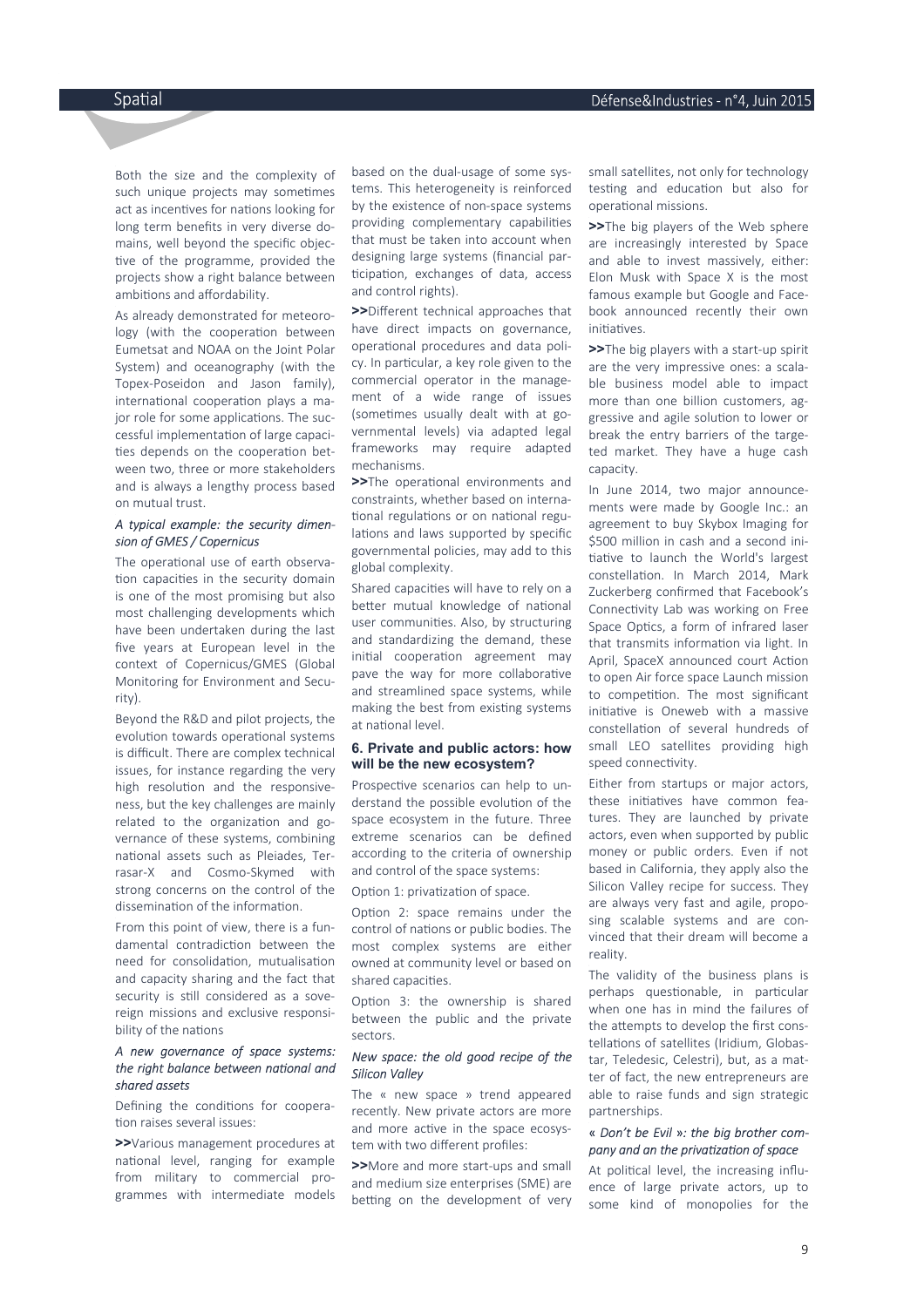Both the size and the complexity of such unique projects may sometimes act as incentives for nations looking for long term benefits in very diverse domains, well beyond the specific objective of the programme, provided the projects show a right balance between ambitions and affordability.

As already demonstrated for meteorology (with the cooperation between Eumetsat and NOAA on the Joint Polar System) and oceanography (with the Topex-Poseidon and Jason family), international cooperation plays a major role for some applications. The successful implementation of large capacities depends on the cooperation between two, three or more stakeholders and is always a lengthy process based on mutual trust.

*A typical example: the security dimension of GMES / Copernicus*

The operational use of earth observation capacities in the security domain is one of the most promising but also most challenging developments which have been undertaken during the last five years at European level in the context of Copernicus/GMES (Global Monitoring for Environment and Security).

Beyond the R&D and pilot projects, the evolution towards operational systems is difficult. There are complex technical issues, for instance regarding the very high resolution and the responsiveness, but the key challenges are mainly related to the organization and governance of these systems, combining national assets such as Pleiades, Terrasar-X and Cosmo-Skymed with strong concerns on the control of the dissemination of the information.

From this point of view, there is a fundamental contradiction between the need for consolidation, mutualisation and capacity sharing and the fact that security is still considered as a sovereign missions and exclusive responsibility of the nations

*A new governance of space systems: the right balance between national and shared assets*

Defining the conditions for cooperation raises several issues:

**>>**Various management procedures at national level, ranging for example from military to commercial programmes with intermediate models based on the dual-usage of some systems. This heterogeneity is reinforced by the existence of non-space systems providing complementary capabilities that must be taken into account when designing large systems (financial participation, exchanges of data, access and control rights).

**>>**Different technical approaches that have direct impacts on governance, operational procedures and data policy. In particular, a key role given to the commercial operator in the management of a wide range of issues (sometimes usually dealt with at governmental levels) via adapted legal frameworks may require adapted mechanisms.

**>>**The operational environments and constraints, whether based on international regulations or on national regulations and laws supported by specific governmental policies, may add to this global complexity.

Shared capacities will have to rely on a better mutual knowledge of national user communities. Also, by structuring and standardizing the demand, these initial cooperation agreement may pave the way for more collaborative and streamlined space systems, while making the best from existing systems at national level.

### 6. Private and public actors: how will be the new ecosystem?

Prospective scenarios can help to understand the possible evolution of the space ecosystem in the future. Three extreme scenarios can be defined according to the criteria of ownership and control of the space systems:

Option 1: privatization of space.

Option 2: space remains under the control of nations or public bodies. The most complex systems are either owned at community level or based on shared capacities.

Option 3: the ownership is shared between the public and the private sectors.

*New space: the old good recipe of the Silicon Valley*

The « new space » trend appeared recently. New private actors are more and more active in the space ecosystem with two different profiles:

**>>**More and more start-ups and small and medium size enterprises (SME) are betting on the development of very small satellites, not only for technology testing and education but also for operational missions.

**>>**The big players of the Web sphere are increasingly interested by Space and able to invest massively, either: Elon Musk with Space X is the most famous example but Google and Facebook announced recently their own initiatives.

**>>**The big players with a start-up spirit are the very impressive ones: a scalable business model able to impact more than one billion customers, aggressive and agile solution to lower or break the entry barriers of the targeted market. They have a huge cash capacity.

In June 2014, two major announcements were made by Google Inc.: an agreement to buy Skybox Imaging for $500 million in cash and a second initiative to launch the World's largest constellation. In March 2014, Mark Zuckerberg confirmed that Facebook's Connectivity Lab was working on Free Space Optics, a form of infrared laser that transmits information via light. In April, SpaceX announced court Action to open Air force space Launch mission to competition. The most significant initiative is Oneweb with a massive constellation of several hundreds of small LEO satellites providing high speed connectivity.

Either from startups or major actors, these initiatives have common features. They are launched by private actors, even when supported by public money or public orders. Even if not based in California, they apply also the Silicon Valley recipe for success. They are always very fast and agile, proposing scalable systems and are convinced that their dream will become a reality.

The validity of the business plans is perhaps questionable, in particular when one has in mind the failures of the attempts to develop the first constellations of satellites (Iridium, Globastar, Teledesic, Celestri), but, as a matter of fact, the new entrepreneurs are able to raise funds and sign strategic partnerships.

*« Don't be Evil »: the big brother company and an the privatization of space*

At political level, the increasing influence of large private actors, up to some kind of monopolies for the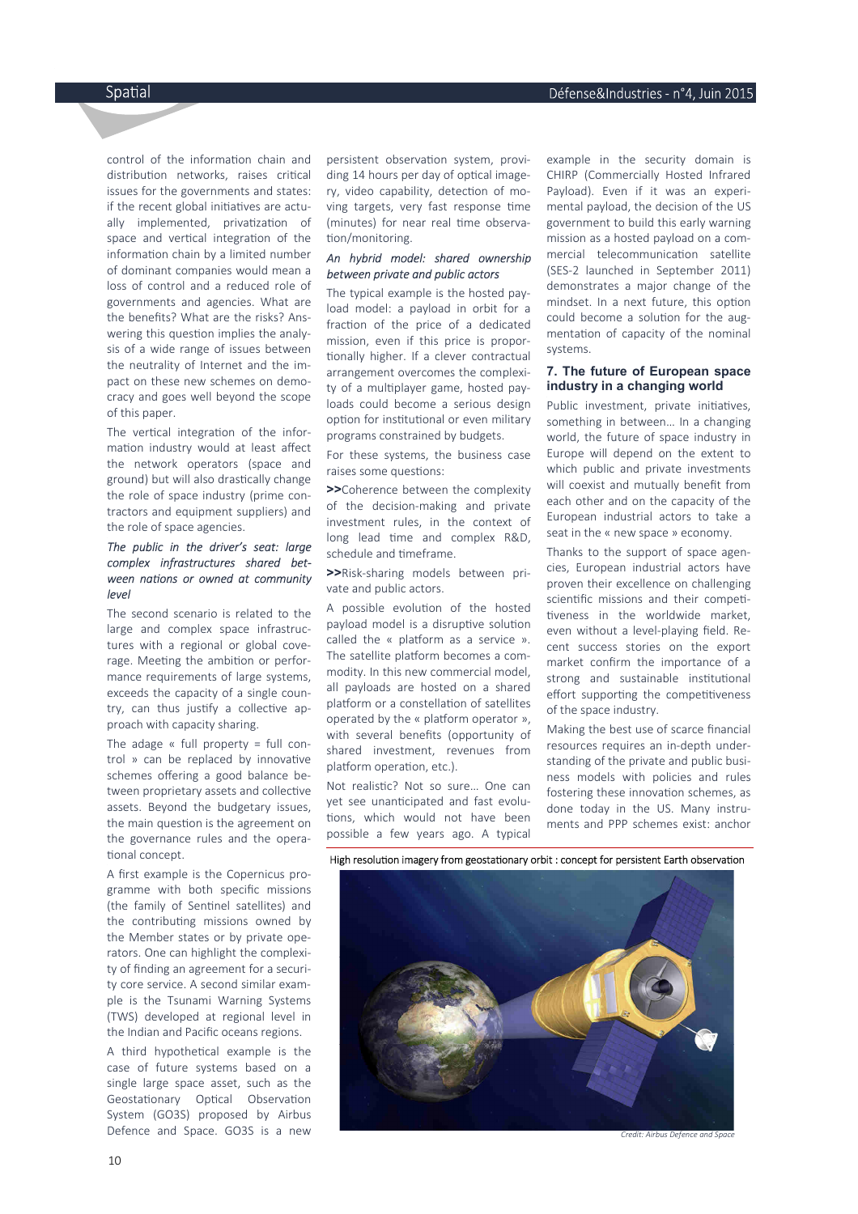control of the information chain and distribution networks, raises critical issues for the governments and states: if the recent global initiatives are actually implemented, privatization of space and vertical integration of the information chain by a limited number of dominant companies would mean a loss of control and a reduced role of governments and agencies. What are the benefits? What are the risks? Answering this question implies the analysis of a wide range of issues between the neutrality of Internet and the impact on these new schemes on democracy and goes well beyond the scope of this paper.

The vertical integration of the information industry would at least affect the network operators (space and ground) but will also drastically change the role of space industry (prime contractors and equipment suppliers) and the role of space agencies.

*The public in the driver's seat: large complex infrastructures shared between nations or owned at community level*

The second scenario is related to the large and complex space infrastructures with a regional or global coverage. Meeting the ambition or performance requirements of large systems, exceeds the capacity of a single country, can thus justify a collective approach with capacity sharing.

The adage « full property = full control » can be replaced by innovative schemes offering a good balance between proprietary assets and collective assets. Beyond the budgetary issues, the main question is the agreement on the governance rules and the operational concept.

A first example is the Copernicus programme with both specific missions (the family of Sentinel satellites) and the contributing missions owned by the Member states or by private operators. One can highlight the complexity of finding an agreement for a security core service. A second similar example is the Tsunami Warning Systems (TWS) developed at regional level in the Indian and Pacific oceans regions.

A third hypothetical example is the case of future systems based on a single large space asset, such as the Geostationary Optical Observation System (GO3S) proposed by Airbus Defence and Space. GO3S is a new persistent observation system, providing 14 hours per day of optical imagery, video capability, detection of moving targets, very fast response time (minutes) for near real time observation/monitoring.

*An hybrid model: shared ownership between private and public actors*

The typical example is the hosted payload model: a payload in orbit for a fraction of the price of a dedicated mission, even if this price is proportionally higher. If a clever contractual arrangement overcomes the complexity of a multiplayer game, hosted payloads could become a serious design option for institutional or even military programs constrained by budgets.

For these systems, the business case raises some questions:

**>>**Coherence between the complexity of the decision-making and private investment rules, in the context of long lead time and complex R&D, schedule and timeframe.

**>>**Risk-sharing models between private and public actors.

A possible evolution of the hosted payload model is a disruptive solution called the « platform as a service ». The satellite platform becomes a commodity. In this new commercial model, all payloads are hosted on a shared platform or a constellation of satellites operated by the « platform operator », with several benefits (opportunity of shared investment, revenues from platform operation, etc.).

Not realistic? Not so sure... One can yet see unanticipated and fast evolutions, which would not have been possible a few years ago. A typical example in the security domain is CHIRP (Commercially Hosted Infrared Payload). Even if it was an experimental payload, the decision of the US government to build this early warning mission as a hosted payload on a commercial telecommunication satellite (SES-2 launched in September 2011) demonstrates a major change of the mindset. In a next future, this option could become a solution for the augmentation of capacity of the nominal systems.

## 7. The future of European space industry in a changing world

Public investment, private initiatives, something in between... In a changing world, the future of space industry in Europe will depend on the extent to which public and private investments will coexist and mutually benefit from each other and on the capacity of the European industrial actors to take a seat in the « new space » economy.

Thanks to the support of space agencies, European industrial actors have proven their excellence on challenging scientific missions and their competitiveness in the worldwide market, even without a level-playing field. Recent success stories on the export market confirm the importance of a strong and sustainable institutional effort supporting the competitiveness of the space industry.

Making the best use of scarce financial resources requires an in-depth understanding of the private and public business models with policies and rules fostering these innovation schemes, as done today in the US. Many instruments and PPP schemes exist: anchor

High resolution imagery from geostationary orbit : concept for persistent Earth observation

*Credit: Airbus Defence and Space*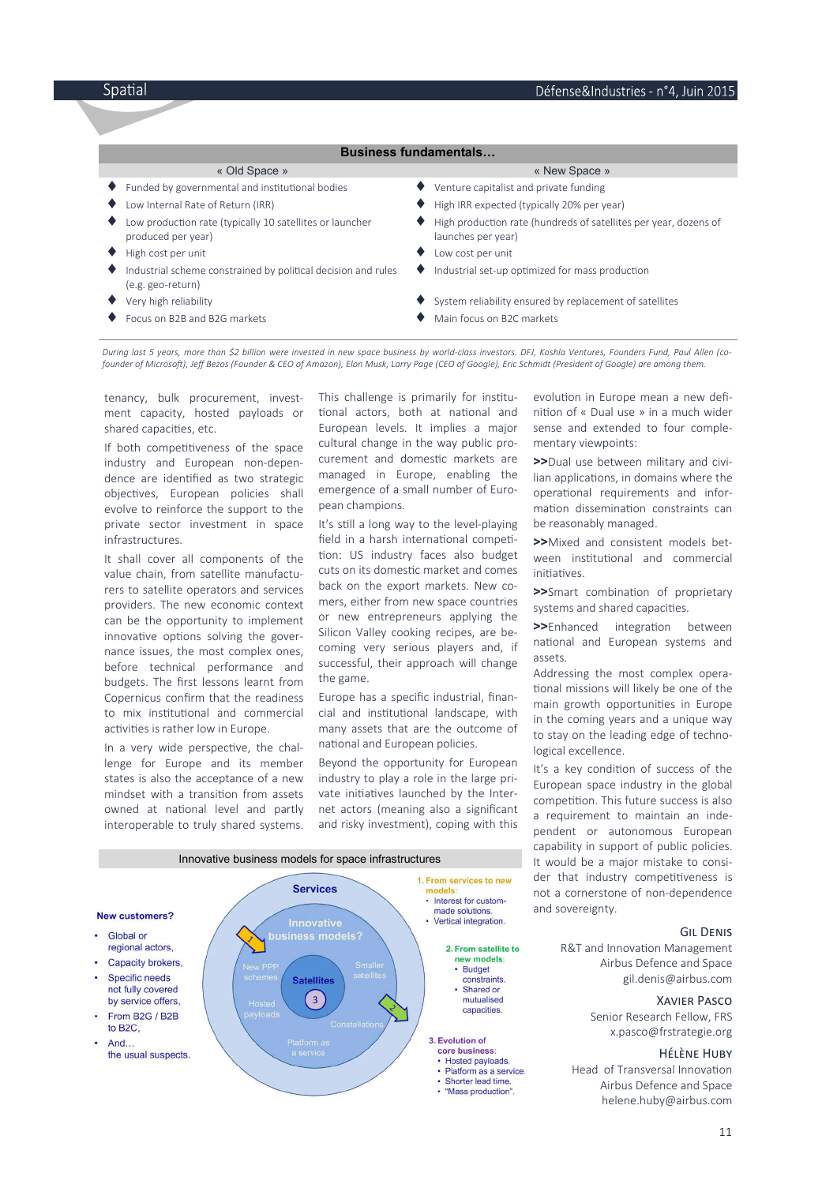| Business fundamentals… | |
|---|---|
| « Old Space » | « New Space » |
| ♦ Funded by governmental and institutional bodies | ♦ Venture capitalist and private funding |
| ♦ Low Internal Rate of Return (IRR) | ♦ High IRR expected (typically 20% per year) |
| ♦ Low production rate (typically 10 satellites or launcher produced per year) | ♦ High production rate (hundreds of satellites per year, dozens of launches per year) |
| ♦ High cost per unit | ♦ Low cost per unit |
| ♦ Industrial scheme constrained by political decision and rules (e.g. geo-return) | ♦ Industrial set-up optimized for mass production |
| ♦ Very high reliability | ♦ System reliability ensured by replacement of satellites |
| ♦ Focus on B2B and B2G markets | ♦ Main focus on B2C markets |

*During last 5 years, more than $2 billion were invested in new space business by world-class investors. DFJ, Koshla Ventures, Founders Fund, Paul Allen (co-founder of Microsoft), Jeff Bezos (Founder & CEO of Amazon), Elon Musk, Larry Page (CEO of Google), Eric Schmidt (President of Google) are among them.*

tenancy, bulk procurement, investment capacity, hosted payloads or shared capacities, etc.

If both competitiveness of the space industry and European non-dependence are identified as two strategic objectives, European policies shall evolve to reinforce the support to the private sector investment in space infrastructures.

It shall cover all components of the value chain, from satellite manufacturers to satellite operators and services providers. The new economic context can be the opportunity to implement innovative options solving the governance issues, the most complex ones, before technical performance and budgets. The first lessons learnt from Copernicus confirm that the readiness to mix institutional and commercial activities is rather low in Europe.

In a very wide perspective, the challenge for Europe and its member states is also the acceptance of a new mindset with a transition from assets owned at national level and partly interoperable to truly shared systems. This challenge is primarily for institutional actors, both at national and European levels. It implies a major cultural change in the way public procurement and domestic markets are managed in Europe, enabling the emergence of a small number of European champions.

It's still a long way to the level-playing field in a harsh international competition: US industry faces also budget cuts on its domestic market and comes back on the export markets. New comers, either from new space countries or new entrepreneurs applying the Silicon Valley cooking recipes, are becoming very serious players and, if successful, their approach will change the game.

Europe has a specific industrial, financial and institutional landscape, with many assets that are the outcome of national and European policies.

Beyond the opportunity for European industry to play a role in the large private initiatives launched by the Internet actors (meaning also a significant and risky investment), coping with this evolution in Europe mean a new definition of « Dual use » in a much wider sense and extended to four complementary viewpoints:

**>>**Dual use between military and civilian applications, in domains where the operational requirements and information dissemination constraints can be reasonably managed.

**>>**Mixed and consistent models between institutional and commercial initiatives.

**>>**Smart combination of proprietary systems and shared capacities.

**>>**Enhanced integration between national and European systems and assets.

Addressing the most complex operational missions will likely be one of the main growth opportunities in Europe in the coming years and a unique way to stay on the leading edge of technological excellence.

It's a key condition of success of the European space industry in the global competition. This future success is also a requirement to maintain an independent or autonomous European capability in support of public policies. It would be a major mistake to consider that industry competitiveness is not a cornerstone of non-dependence and sovereignty.

Innovative business models for space infrastructures

New customers?
- Global or regional actors,
- Capacity brokers,
- Specific needs not fully covered by service offers,
- From B2G / B2B to B2C,
- And… the usual suspects.

Services
Innovative business models?
New PPP schemes
Smaller satellites
Satellites
Hosted payloads
Constellations
Platform as a service
1
2
3

1. From services to new models:
- Interest for custom-made solutions.
- Vertical integration.

2. From satellite to new models:
- Budget constraints.
- Shared or mutualised capacities.

3. Evolution of core business:
- Hosted payloads.
- Platform as a service.
- Shorter lead time.
- "Mass production".

**Gil Denis**
R&T and Innovation Management
Airbus Defence and Space
gil.denis@airbus.com

**Xavier Pasco**
Senior Research Fellow, FRS
x.pasco@frstrategie.org

**Hélène Huby**
Head of Transversal Innovation
Airbus Defence and Space
helene.huby@airbus.com